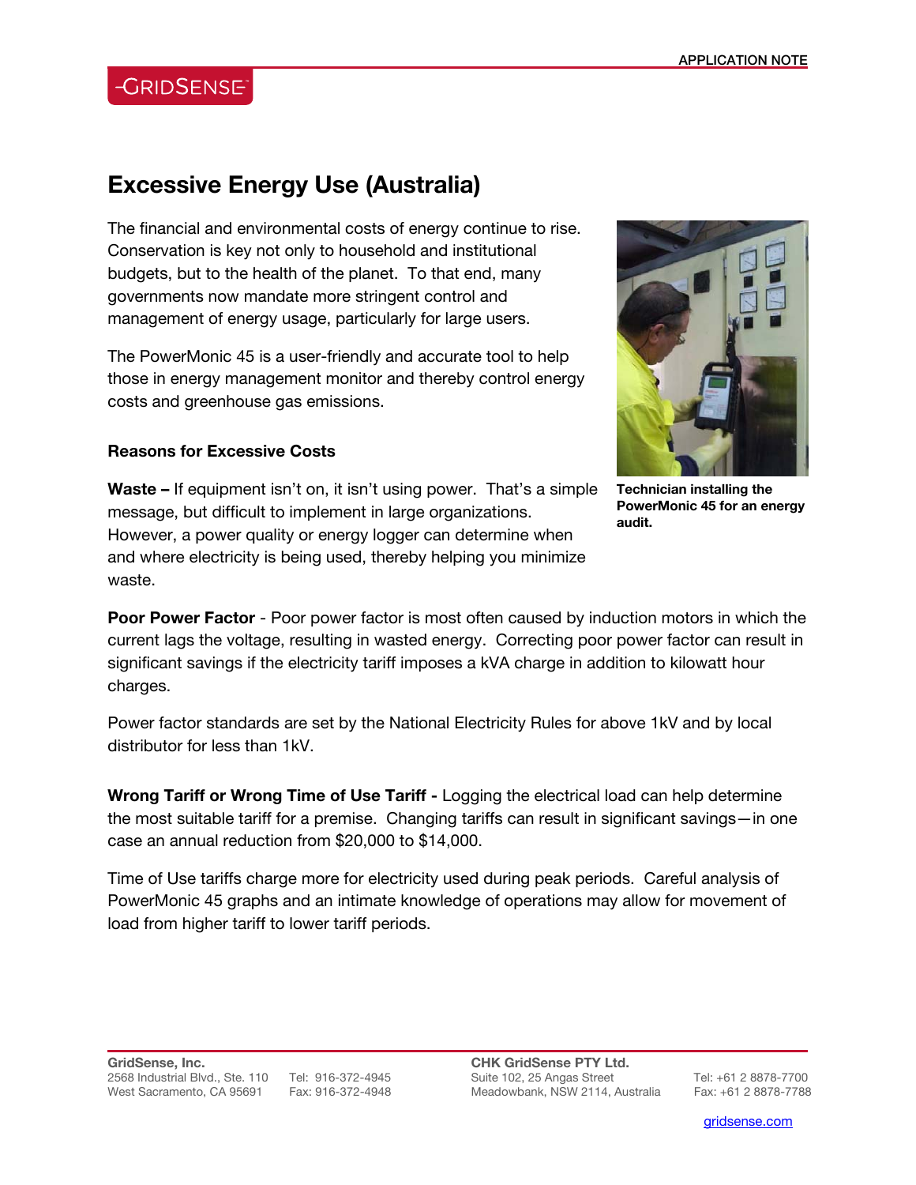# Excessive Energy Use (Australia)

The financial and environmental costs of energy continue to rise. Conservation is key not only to household and institutional budgets, but to the health of the planet. To that end, many governments now mandate more stringent control and management of energy usage, particularly for large users.

The PowerMonic 45 is a user-friendly and accurate tool to help those in energy management monitor and thereby control energy costs and greenhouse gas emissions.

**Technician installing the PowerMonic 45 for an energy audit.**

### Reasons for Excessive Costs

**Waste –** If equipment isn't on, it isn't using power. That's a simple message, but difficult to implement in large organizations. However, a power quality or energy logger can determine when and where electricity is being used, thereby helping you minimize waste.

**Poor Power Factor** - Poor power factor is most often caused by induction motors in which the current lags the voltage, resulting in wasted energy. Correcting poor power factor can result in significant savings if the electricity tariff imposes a kVA charge in addition to kilowatt hour charges.

Power factor standards are set by the National Electricity Rules for above 1kV and by local distributor for less than 1kV.

**Wrong Tariff or Wrong Time of Use Tariff -** Logging the electrical load can help determine the most suitable tariff for a premise. Changing tariffs can result in significant savings—in one case an annual reduction from $20,000 to $14,000.

Time of Use tariffs charge more for electricity used during peak periods. Careful analysis of PowerMonic 45 graphs and an intimate knowledge of operations may allow for movement of load from higher tariff to lower tariff periods.

**GridSense, Inc.**
2568 Industrial Blvd., Ste. 110
West Sacramento, CA 95691
Tel: 916-372-4945
Fax: 916-372-4948

**CHK GridSense PTY Ltd.**
Suite 102, 25 Angas Street
Meadowbank, NSW 2114, Australia
Tel: +61 2 8878-7700
Fax: +61 2 8878-7788

gridsense.com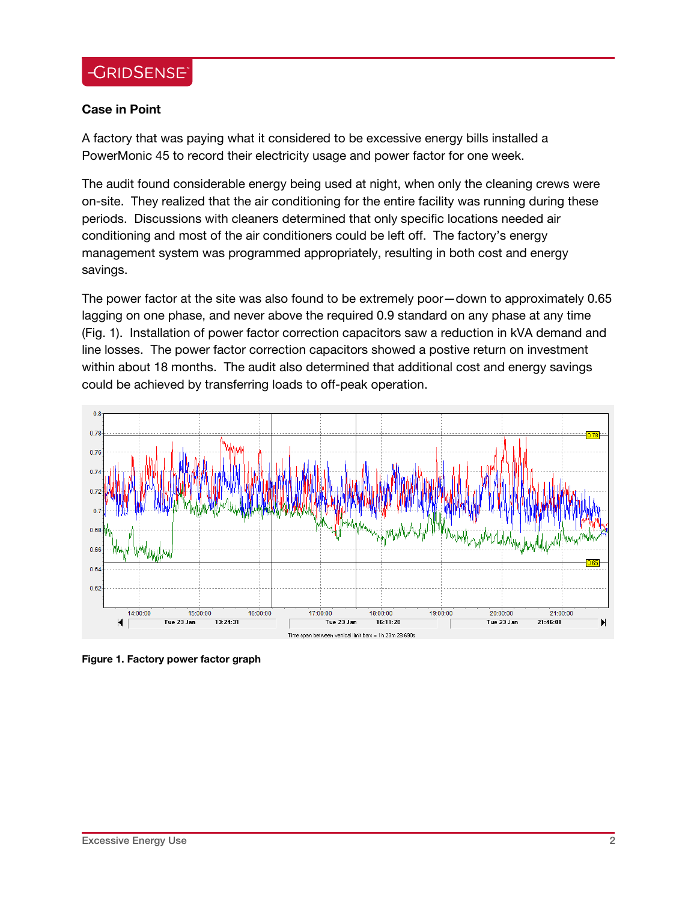**Case in Point**

A factory that was paying what it considered to be excessive energy bills installed a PowerMonic 45 to record their electricity usage and power factor for one week.

The audit found considerable energy being used at night, when only the cleaning crews were on-site. They realized that the air conditioning for the entire facility was running during these periods. Discussions with cleaners determined that only specific locations needed air conditioning and most of the air conditioners could be left off. The factory's energy management system was programmed appropriately, resulting in both cost and energy savings.

The power factor at the site was also found to be extremely poor—down to approximately 0.65 lagging on one phase, and never above the required 0.9 standard on any phase at any time (Fig. 1). Installation of power factor correction capacitors saw a reduction in kVA demand and line losses. The power factor correction capacitors showed a postive return on investment within about 18 months. The audit also determined that additional cost and energy savings could be achieved by transferring loads to off-peak operation.

0.8
0.78
0.76
0.74
0.72
0.7
0.68
0.66
0.64
0.62

0.78
0.65

14:00:00
15:00:00
16:00:00
17:00:00
18:00:00
19:00:00
20:00:00
21:00:00

Tue 23 Jan 13:24:31
Tue 23 Jan 16:11:28
Tue 23 Jan 21:46:01

Time span between vertical limit bars = 1 h 23m 23.690s

**Figure 1. Factory power factor graph**